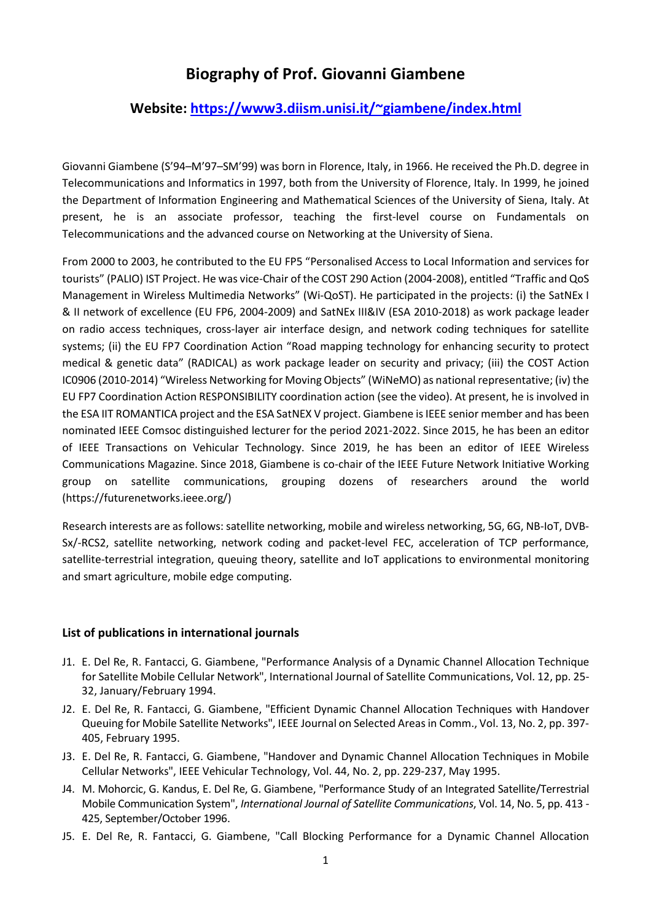# Biography of Prof. Giovanni Giambene

## Website: [https://www3.diism.unisi.it/~giambene/index.html](https://www3.diism.unisi.it/~giambene/index.html)

Giovanni Giambene (S'94–M'97–SM'99) was born in Florence, Italy, in 1966. He received the Ph.D. degree in Telecommunications and Informatics in 1997, both from the University of Florence, Italy. In 1999, he joined the Department of Information Engineering and Mathematical Sciences of the University of Siena, Italy. At present, he is an associate professor, teaching the first-level course on Fundamentals on Telecommunications and the advanced course on Networking at the University of Siena.

From 2000 to 2003, he contributed to the EU FP5 "Personalised Access to Local Information and services for tourists" (PALIO) IST Project. He was vice-Chair of the COST 290 Action (2004-2008), entitled "Traffic and QoS Management in Wireless Multimedia Networks" (Wi-QoST). He participated in the projects: (i) the SatNEx I & II network of excellence (EU FP6, 2004-2009) and SatNEx III&IV (ESA 2010-2018) as work package leader on radio access techniques, cross-layer air interface design, and network coding techniques for satellite systems; (ii) the EU FP7 Coordination Action "Road mapping technology for enhancing security to protect medical & genetic data" (RADICAL) as work package leader on security and privacy; (iii) the COST Action IC0906 (2010-2014) "Wireless Networking for Moving Objects" (WiNeMO) as national representative; (iv) the EU FP7 Coordination Action RESPONSIBILITY coordination action (see the video). At present, he is involved in the ESA IIT ROMANTICA project and the ESA SatNEX V project. Giambene is IEEE senior member and has been nominated IEEE Comsoc distinguished lecturer for the period 2021-2022. Since 2015, he has been an editor of IEEE Transactions on Vehicular Technology. Since 2019, he has been an editor of IEEE Wireless Communications Magazine. Since 2018, Giambene is co-chair of the IEEE Future Network Initiative Working group on satellite communications, grouping dozens of researchers around the world (https://futurenetworks.ieee.org/)

Research interests are as follows: satellite networking, mobile and wireless networking, 5G, 6G, NB-IoT, DVB-Sx/-RCS2, satellite networking, network coding and packet-level FEC, acceleration of TCP performance, satellite-terrestrial integration, queuing theory, satellite and IoT applications to environmental monitoring and smart agriculture, mobile edge computing.

### List of publications in international journals

- J1. E. Del Re, R. Fantacci, G. Giambene, "Performance Analysis of a Dynamic Channel Allocation Technique for Satellite Mobile Cellular Network", International Journal of Satellite Communications, Vol. 12, pp. 25-32, January/February 1994.
- J2. E. Del Re, R. Fantacci, G. Giambene, "Efficient Dynamic Channel Allocation Techniques with Handover Queuing for Mobile Satellite Networks", IEEE Journal on Selected Areas in Comm., Vol. 13, No. 2, pp. 397-405, February 1995.
- J3. E. Del Re, R. Fantacci, G. Giambene, "Handover and Dynamic Channel Allocation Techniques in Mobile Cellular Networks", IEEE Vehicular Technology, Vol. 44, No. 2, pp. 229-237, May 1995.
- J4. M. Mohorcic, G. Kandus, E. Del Re, G. Giambene, "Performance Study of an Integrated Satellite/Terrestrial Mobile Communication System", *International Journal of Satellite Communications*, Vol. 14, No. 5, pp. 413 - 425, September/October 1996.
- J5. E. Del Re, R. Fantacci, G. Giambene, "Call Blocking Performance for a Dynamic Channel Allocation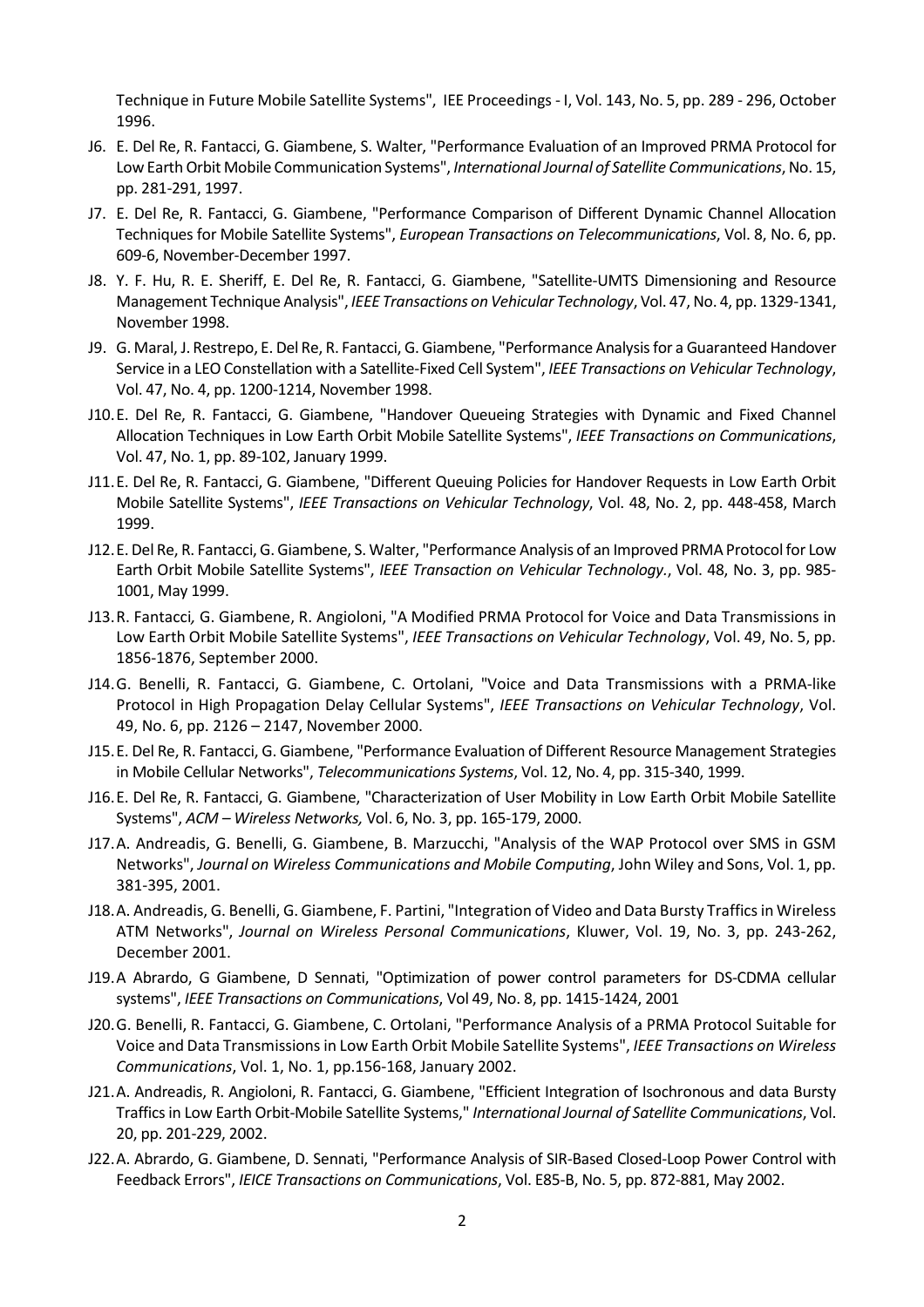Technique in Future Mobile Satellite Systems", IEE Proceedings - I, Vol. 143, No. 5, pp. 289 - 296, October 1996.

- J6. E. Del Re, R. Fantacci, G. Giambene, S. Walter, "Performance Evaluation of an Improved PRMA Protocol for Low Earth Orbit Mobile Communication Systems", *International Journal of Satellite Communications*, No. 15, pp. 281-291, 1997.
- J7. E. Del Re, R. Fantacci, G. Giambene, "Performance Comparison of Different Dynamic Channel Allocation Techniques for Mobile Satellite Systems", *European Transactions on Telecommunications*, Vol. 8, No. 6, pp. 609-6, November-December 1997.
- J8. Y. F. Hu, R. E. Sheriff, E. Del Re, R. Fantacci, G. Giambene, "Satellite-UMTS Dimensioning and Resource Management Technique Analysis", *IEEE Transactions on Vehicular Technology*, Vol. 47, No. 4, pp. 1329-1341, November 1998.
- J9. G. Maral, J. Restrepo, E. Del Re, R. Fantacci, G. Giambene, "Performance Analysis for a Guaranteed Handover Service in a LEO Constellation with a Satellite-Fixed Cell System", *IEEE Transactions on Vehicular Technology*, Vol. 47, No. 4, pp. 1200-1214, November 1998.
- J10. E. Del Re, R. Fantacci, G. Giambene, "Handover Queueing Strategies with Dynamic and Fixed Channel Allocation Techniques in Low Earth Orbit Mobile Satellite Systems", *IEEE Transactions on Communications*, Vol. 47, No. 1, pp. 89-102, January 1999.
- J11. E. Del Re, R. Fantacci, G. Giambene, "Different Queuing Policies for Handover Requests in Low Earth Orbit Mobile Satellite Systems", *IEEE Transactions on Vehicular Technology*, Vol. 48, No. 2, pp. 448-458, March 1999.
- J12. E. Del Re, R. Fantacci, G. Giambene, S. Walter, "Performance Analysis of an Improved PRMA Protocol for Low Earth Orbit Mobile Satellite Systems", *IEEE Transaction on Vehicular Technology.*, Vol. 48, No. 3, pp. 985-1001, May 1999.
- J13. R. Fantacci, G. Giambene, R. Angioloni, "A Modified PRMA Protocol for Voice and Data Transmissions in Low Earth Orbit Mobile Satellite Systems", *IEEE Transactions on Vehicular Technology*, Vol. 49, No. 5, pp. 1856-1876, September 2000.
- J14. G. Benelli, R. Fantacci, G. Giambene, C. Ortolani, "Voice and Data Transmissions with a PRMA-like Protocol in High Propagation Delay Cellular Systems", *IEEE Transactions on Vehicular Technology*, Vol. 49, No. 6, pp. 2126 – 2147, November 2000.
- J15. E. Del Re, R. Fantacci, G. Giambene, "Performance Evaluation of Different Resource Management Strategies in Mobile Cellular Networks", *Telecommunications Systems*, Vol. 12, No. 4, pp. 315-340, 1999.
- J16. E. Del Re, R. Fantacci, G. Giambene, "Characterization of User Mobility in Low Earth Orbit Mobile Satellite Systems", *ACM – Wireless Networks,* Vol. 6, No. 3, pp. 165-179, 2000.
- J17. A. Andreadis, G. Benelli, G. Giambene, B. Marzucchi, "Analysis of the WAP Protocol over SMS in GSM Networks", *Journal on Wireless Communications and Mobile Computing*, John Wiley and Sons, Vol. 1, pp. 381-395, 2001.
- J18. A. Andreadis, G. Benelli, G. Giambene, F. Partini, "Integration of Video and Data Bursty Traffics in Wireless ATM Networks", *Journal on Wireless Personal Communications*, Kluwer, Vol. 19, No. 3, pp. 243-262, December 2001.
- J19. A Abrardo, G Giambene, D Sennati, "Optimization of power control parameters for DS-CDMA cellular systems", *IEEE Transactions on Communications*, Vol 49, No. 8, pp. 1415-1424, 2001
- J20. G. Benelli, R. Fantacci, G. Giambene, C. Ortolani, "Performance Analysis of a PRMA Protocol Suitable for Voice and Data Transmissions in Low Earth Orbit Mobile Satellite Systems", *IEEE Transactions on Wireless Communications*, Vol. 1, No. 1, pp.156-168, January 2002.
- J21. A. Andreadis, R. Angioloni, R. Fantacci, G. Giambene, "Efficient Integration of Isochronous and data Bursty Traffics in Low Earth Orbit-Mobile Satellite Systems," *International Journal of Satellite Communications*, Vol. 20, pp. 201-229, 2002.
- J22. A. Abrardo, G. Giambene, D. Sennati, "Performance Analysis of SIR-Based Closed-Loop Power Control with Feedback Errors", *IEICE Transactions on Communications*, Vol. E85-B, No. 5, pp. 872-881, May 2002.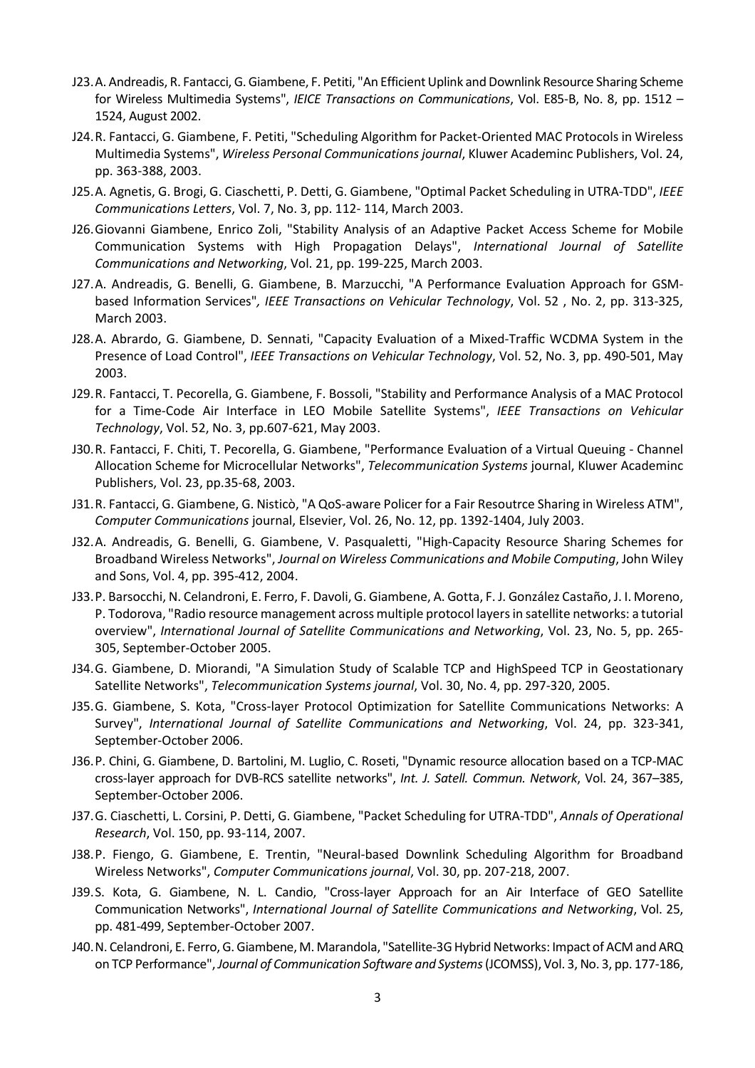- J23. A. Andreadis, R. Fantacci, G. Giambene, F. Petiti, "An Efficient Uplink and Downlink Resource Sharing Scheme for Wireless Multimedia Systems", *IEICE Transactions on Communications*, Vol. E85-B, No. 8, pp. 1512 – 1524, August 2002.
- J24. R. Fantacci, G. Giambene, F. Petiti, "Scheduling Algorithm for Packet-Oriented MAC Protocols in Wireless Multimedia Systems", *Wireless Personal Communications journal*, Kluwer Academinc Publishers, Vol. 24, pp. 363-388, 2003.
- J25. A. Agnetis, G. Brogi, G. Ciaschetti, P. Detti, G. Giambene, "Optimal Packet Scheduling in UTRA-TDD", *IEEE Communications Letters*, Vol. 7, No. 3, pp. 112- 114, March 2003.
- J26. Giovanni Giambene, Enrico Zoli, "Stability Analysis of an Adaptive Packet Access Scheme for Mobile Communication Systems with High Propagation Delays", *International Journal of Satellite Communications and Networking*, Vol. 21, pp. 199-225, March 2003.
- J27. A. Andreadis, G. Benelli, G. Giambene, B. Marzucchi, "A Performance Evaluation Approach for GSM-based Information Services", *IEEE Transactions on Vehicular Technology*, Vol. 52 , No. 2, pp. 313-325, March 2003.
- J28. A. Abrardo, G. Giambene, D. Sennati, "Capacity Evaluation of a Mixed-Traffic WCDMA System in the Presence of Load Control", *IEEE Transactions on Vehicular Technology*, Vol. 52, No. 3, pp. 490-501, May 2003.
- J29. R. Fantacci, T. Pecorella, G. Giambene, F. Bossoli, "Stability and Performance Analysis of a MAC Protocol for a Time-Code Air Interface in LEO Mobile Satellite Systems", *IEEE Transactions on Vehicular Technology*, Vol. 52, No. 3, pp.607-621, May 2003.
- J30. R. Fantacci, F. Chiti, T. Pecorella, G. Giambene, "Performance Evaluation of a Virtual Queuing - Channel Allocation Scheme for Microcellular Networks", *Telecommunication Systems* journal, Kluwer Academinc Publishers, Vol. 23, pp.35-68, 2003.
- J31. R. Fantacci, G. Giambene, G. Nisticò, "A QoS-aware Policer for a Fair Resoutrce Sharing in Wireless ATM", *Computer Communications* journal, Elsevier, Vol. 26, No. 12, pp. 1392-1404, July 2003.
- J32. A. Andreadis, G. Benelli, G. Giambene, V. Pasqualetti, "High-Capacity Resource Sharing Schemes for Broadband Wireless Networks", *Journal on Wireless Communications and Mobile Computing*, John Wiley and Sons, Vol. 4, pp. 395-412, 2004.
- J33. P. Barsocchi, N. Celandroni, E. Ferro, F. Davoli, G. Giambene, A. Gotta, F. J. González Castaño, J. I. Moreno, P. Todorova, "Radio resource management across multiple protocol layers in satellite networks: a tutorial overview", *International Journal of Satellite Communications and Networking*, Vol. 23, No. 5, pp. 265-305, September-October 2005.
- J34. G. Giambene, D. Miorandi, "A Simulation Study of Scalable TCP and HighSpeed TCP in Geostationary Satellite Networks", *Telecommunication Systems journal*, Vol. 30, No. 4, pp. 297-320, 2005.
- J35. G. Giambene, S. Kota, "Cross-layer Protocol Optimization for Satellite Communications Networks: A Survey", *International Journal of Satellite Communications and Networking*, Vol. 24, pp. 323-341, September-October 2006.
- J36. P. Chini, G. Giambene, D. Bartolini, M. Luglio, C. Roseti, "Dynamic resource allocation based on a TCP-MAC cross-layer approach for DVB-RCS satellite networks", *Int. J. Satell. Commun. Network*, Vol. 24, 367–385, September-October 2006.
- J37. G. Ciaschetti, L. Corsini, P. Detti, G. Giambene, "Packet Scheduling for UTRA-TDD", *Annals of Operational Research*, Vol. 150, pp. 93-114, 2007.
- J38. P. Fiengo, G. Giambene, E. Trentin, "Neural-based Downlink Scheduling Algorithm for Broadband Wireless Networks", *Computer Communications journal*, Vol. 30, pp. 207-218, 2007.
- J39. S. Kota, G. Giambene, N. L. Candio, "Cross-layer Approach for an Air Interface of GEO Satellite Communication Networks", *International Journal of Satellite Communications and Networking*, Vol. 25, pp. 481-499, September-October 2007.
- J40. N. Celandroni, E. Ferro, G. Giambene, M. Marandola, "Satellite-3G Hybrid Networks: Impact of ACM and ARQ on TCP Performance", *Journal of Communication Software and Systems* (JCOMSS), Vol. 3, No. 3, pp. 177-186,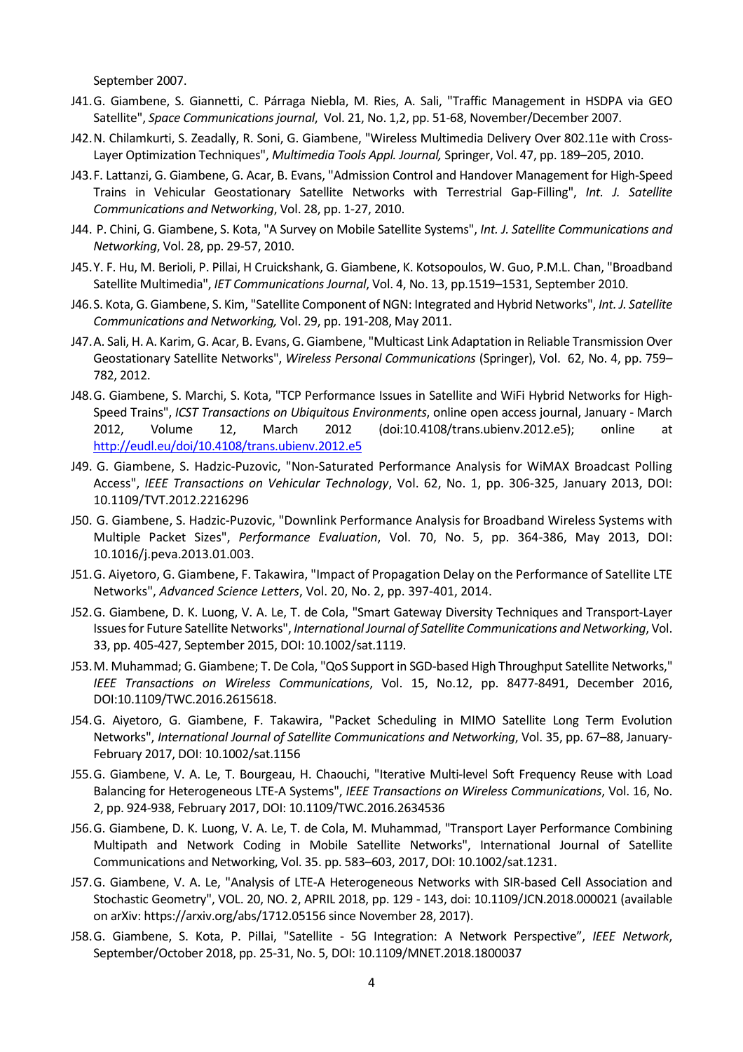September 2007.

J41. G. Giambene, S. Giannetti, C. Párraga Niebla, M. Ries, A. Sali, "Traffic Management in HSDPA via GEO Satellite", *Space Communications journal*, Vol. 21, No. 1,2, pp. 51-68, November/December 2007.

J42. N. Chilamkurti, S. Zeadally, R. Soni, G. Giambene, "Wireless Multimedia Delivery Over 802.11e with Cross-Layer Optimization Techniques", *Multimedia Tools Appl. Journal,* Springer, Vol. 47, pp. 189–205, 2010.

J43. F. Lattanzi, G. Giambene, G. Acar, B. Evans, "Admission Control and Handover Management for High-Speed Trains in Vehicular Geostationary Satellite Networks with Terrestrial Gap-Filling", *Int. J. Satellite Communications and Networking*, Vol. 28, pp. 1-27, 2010.

J44. P. Chini, G. Giambene, S. Kota, "A Survey on Mobile Satellite Systems", *Int. J. Satellite Communications and Networking*, Vol. 28, pp. 29-57, 2010.

J45. Y. F. Hu, M. Berioli, P. Pillai, H Cruickshank, G. Giambene, K. Kotsopoulos, W. Guo, P.M.L. Chan, "Broadband Satellite Multimedia", *IET Communications Journal*, Vol. 4, No. 13, pp.1519–1531, September 2010.

J46. S. Kota, G. Giambene, S. Kim, "Satellite Component of NGN: Integrated and Hybrid Networks", *Int. J. Satellite Communications and Networking,* Vol. 29, pp. 191-208, May 2011.

J47. A. Sali, H. A. Karim, G. Acar, B. Evans, G. Giambene, "Multicast Link Adaptation in Reliable Transmission Over Geostationary Satellite Networks", *Wireless Personal Communications* (Springer), Vol. 62, No. 4, pp. 759–782, 2012.

J48. G. Giambene, S. Marchi, S. Kota, "TCP Performance Issues in Satellite and WiFi Hybrid Networks for High-Speed Trains", *ICST Transactions on Ubiquitous Environments*, online open access journal, January - March 2012, Volume 12, March 2012 (doi:10.4108/trans.ubienv.2012.e5); online at http://eudl.eu/doi/10.4108/trans.ubienv.2012.e5

J49. G. Giambene, S. Hadzic-Puzovic, "Non-Saturated Performance Analysis for WiMAX Broadcast Polling Access", *IEEE Transactions on Vehicular Technology*, Vol. 62, No. 1, pp. 306-325, January 2013, DOI: 10.1109/TVT.2012.2216296

J50. G. Giambene, S. Hadzic-Puzovic, "Downlink Performance Analysis for Broadband Wireless Systems with Multiple Packet Sizes", *Performance Evaluation*, Vol. 70, No. 5, pp. 364-386, May 2013, DOI: 10.1016/j.peva.2013.01.003.

J51. G. Aiyetoro, G. Giambene, F. Takawira, "Impact of Propagation Delay on the Performance of Satellite LTE Networks", *Advanced Science Letters*, Vol. 20, No. 2, pp. 397-401, 2014.

J52. G. Giambene, D. K. Luong, V. A. Le, T. de Cola, "Smart Gateway Diversity Techniques and Transport-Layer Issues for Future Satellite Networks", *International Journal of Satellite Communications and Networking*, Vol. 33, pp. 405-427, September 2015, DOI: 10.1002/sat.1119.

J53. M. Muhammad; G. Giambene; T. De Cola, "QoS Support in SGD-based High Throughput Satellite Networks," *IEEE Transactions on Wireless Communications*, Vol. 15, No.12, pp. 8477-8491, December 2016, DOI:10.1109/TWC.2016.2615618.

J54. G. Aiyetoro, G. Giambene, F. Takawira, "Packet Scheduling in MIMO Satellite Long Term Evolution Networks", *International Journal of Satellite Communications and Networking*, Vol. 35, pp. 67–88, January-February 2017, DOI: 10.1002/sat.1156

J55. G. Giambene, V. A. Le, T. Bourgeau, H. Chaouchi, "Iterative Multi-level Soft Frequency Reuse with Load Balancing for Heterogeneous LTE-A Systems", *IEEE Transactions on Wireless Communications*, Vol. 16, No. 2, pp. 924-938, February 2017, DOI: 10.1109/TWC.2016.2634536

J56. G. Giambene, D. K. Luong, V. A. Le, T. de Cola, M. Muhammad, "Transport Layer Performance Combining Multipath and Network Coding in Mobile Satellite Networks", International Journal of Satellite Communications and Networking, Vol. 35. pp. 583–603, 2017, DOI: 10.1002/sat.1231.

J57. G. Giambene, V. A. Le, "Analysis of LTE-A Heterogeneous Networks with SIR-based Cell Association and Stochastic Geometry", VOL. 20, NO. 2, APRIL 2018, pp. 129 - 143, doi: 10.1109/JCN.2018.000021 (available on arXiv: https://arxiv.org/abs/1712.05156 since November 28, 2017).

J58. G. Giambene, S. Kota, P. Pillai, "Satellite - 5G Integration: A Network Perspective", *IEEE Network*, September/October 2018, pp. 25-31, No. 5, DOI: 10.1109/MNET.2018.1800037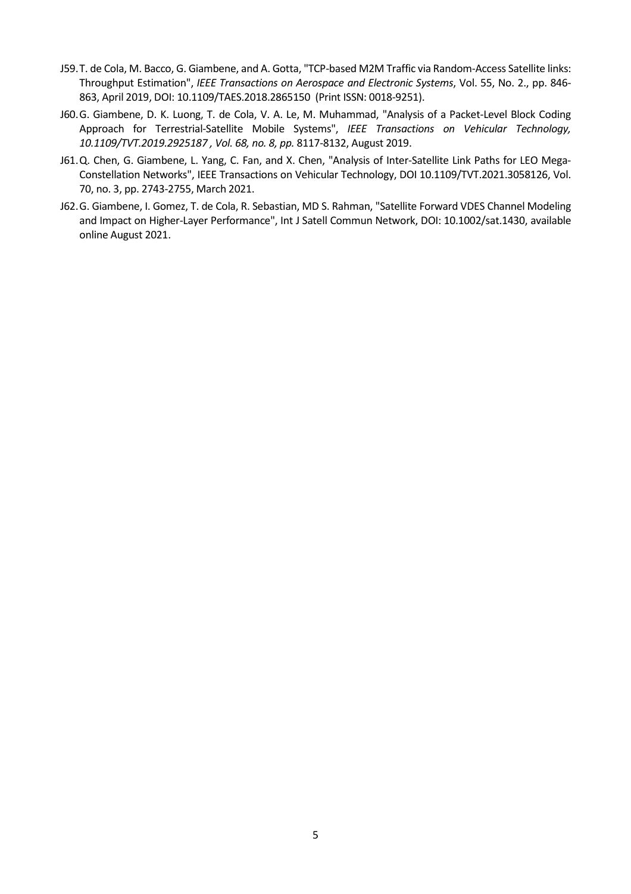J59. T. de Cola, M. Bacco, G. Giambene, and A. Gotta, "TCP-based M2M Traffic via Random-Access Satellite links: Throughput Estimation", *IEEE Transactions on Aerospace and Electronic Systems*, Vol. 55, No. 2., pp. 846-863, April 2019, DOI: 10.1109/TAES.2018.2865150 (Print ISSN: 0018-9251).

J60. G. Giambene, D. K. Luong, T. de Cola, V. A. Le, M. Muhammad, "Analysis of a Packet-Level Block Coding Approach for Terrestrial-Satellite Mobile Systems", *IEEE Transactions on Vehicular Technology, 10.1109/TVT.2019.2925187 , Vol. 68, no. 8, pp.* 8117-8132, August 2019.

J61. Q. Chen, G. Giambene, L. Yang, C. Fan, and X. Chen, "Analysis of Inter-Satellite Link Paths for LEO Mega-Constellation Networks", IEEE Transactions on Vehicular Technology, DOI 10.1109/TVT.2021.3058126, Vol. 70, no. 3, pp. 2743-2755, March 2021.

J62. G. Giambene, I. Gomez, T. de Cola, R. Sebastian, MD S. Rahman, "Satellite Forward VDES Channel Modeling and Impact on Higher-Layer Performance", Int J Satell Commun Network, DOI: 10.1002/sat.1430, available online August 2021.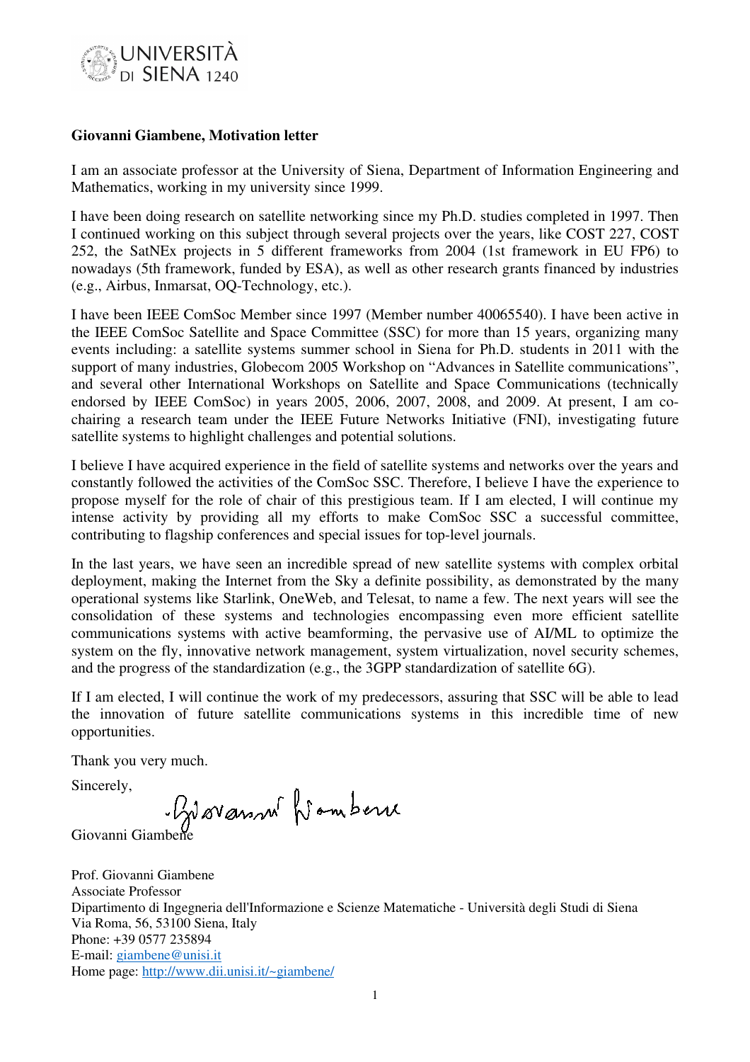**Giovanni Giambene, Motivation letter**

I am an associate professor at the University of Siena, Department of Information Engineering and Mathematics, working in my university since 1999.

I have been doing research on satellite networking since my Ph.D. studies completed in 1997. Then I continued working on this subject through several projects over the years, like COST 227, COST 252, the SatNEx projects in 5 different frameworks from 2004 (1st framework in EU FP6) to nowadays (5th framework, funded by ESA), as well as other research grants financed by industries (e.g., Airbus, Inmarsat, OQ-Technology, etc.).

I have been IEEE ComSoc Member since 1997 (Member number 40065540). I have been active in the IEEE ComSoc Satellite and Space Committee (SSC) for more than 15 years, organizing many events including: a satellite systems summer school in Siena for Ph.D. students in 2011 with the support of many industries, Globecom 2005 Workshop on "Advances in Satellite communications", and several other International Workshops on Satellite and Space Communications (technically endorsed by IEEE ComSoc) in years 2005, 2006, 2007, 2008, and 2009. At present, I am co-chairing a research team under the IEEE Future Networks Initiative (FNI), investigating future satellite systems to highlight challenges and potential solutions.

I believe I have acquired experience in the field of satellite systems and networks over the years and constantly followed the activities of the ComSoc SSC. Therefore, I believe I have the experience to propose myself for the role of chair of this prestigious team. If I am elected, I will continue my intense activity by providing all my efforts to make ComSoc SSC a successful committee, contributing to flagship conferences and special issues for top-level journals.

In the last years, we have seen an incredible spread of new satellite systems with complex orbital deployment, making the Internet from the Sky a definite possibility, as demonstrated by the many operational systems like Starlink, OneWeb, and Telesat, to name a few. The next years will see the consolidation of these systems and technologies encompassing even more efficient satellite communications systems with active beamforming, the pervasive use of AI/ML to optimize the system on the fly, innovative network management, system virtualization, novel security schemes, and the progress of the standardization (e.g., the 3GPP standardization of satellite 6G).

If I am elected, I will continue the work of my predecessors, assuring that SSC will be able to lead the innovation of future satellite communications systems in this incredible time of new opportunities.

Thank you very much.

Sincerely,

Giovanni Giambene

Prof. Giovanni Giambene
Associate Professor
Dipartimento di Ingegneria dell'Informazione e Scienze Matematiche - Università degli Studi di Siena
Via Roma, 56, 53100 Siena, Italy
Phone: +39 0577 235894
E-mail: giambene@unisi.it
Home page: http://www.dii.unisi.it/~giambene/